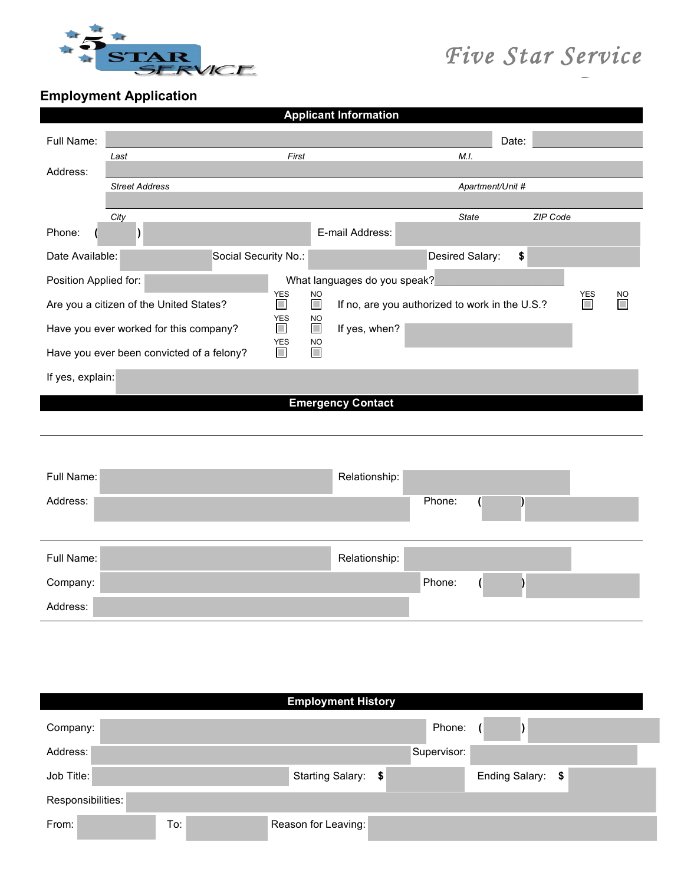5 STAR SERVICE

Five Star Service

## Employment Application

### Applicant Information

Full Name: ______________________ Date: __________

*Last* *First* *M.I.*

Address: ______________________________________

*Street Address* *Apartment/Unit #*

______________________________________

*City* *State* *ZIP Code*

Phone: ( ) __________ E-mail Address: __________

Date Available: __________ Social Security No.: __________ Desired Salary: $ __________

Position Applied for: __________ What languages do you speak? __________

Are you a citizen of the United States? YES ☐ NO ☐ If no, are you authorized to work in the U.S.? YES ☐ NO ☐

Have you ever worked for this company? YES ☐ NO ☐ If yes, when? __________

Have you ever been convicted of a felony? YES ☐ NO ☐

If yes, explain: __________

### Emergency Contact

Full Name: __________ Relationship: __________

Address: __________ Phone: ( ) __________

Full Name: __________ Relationship: __________

Company: __________ Phone: ( ) __________

Address: __________

### Employment History

Company: __________ Phone: ( ) __________

Address: __________ Supervisor: __________

Job Title: __________ Starting Salary: $ __________ Ending Salary: $ __________

Responsibilities: __________

From: __________ To: __________ Reason for Leaving: __________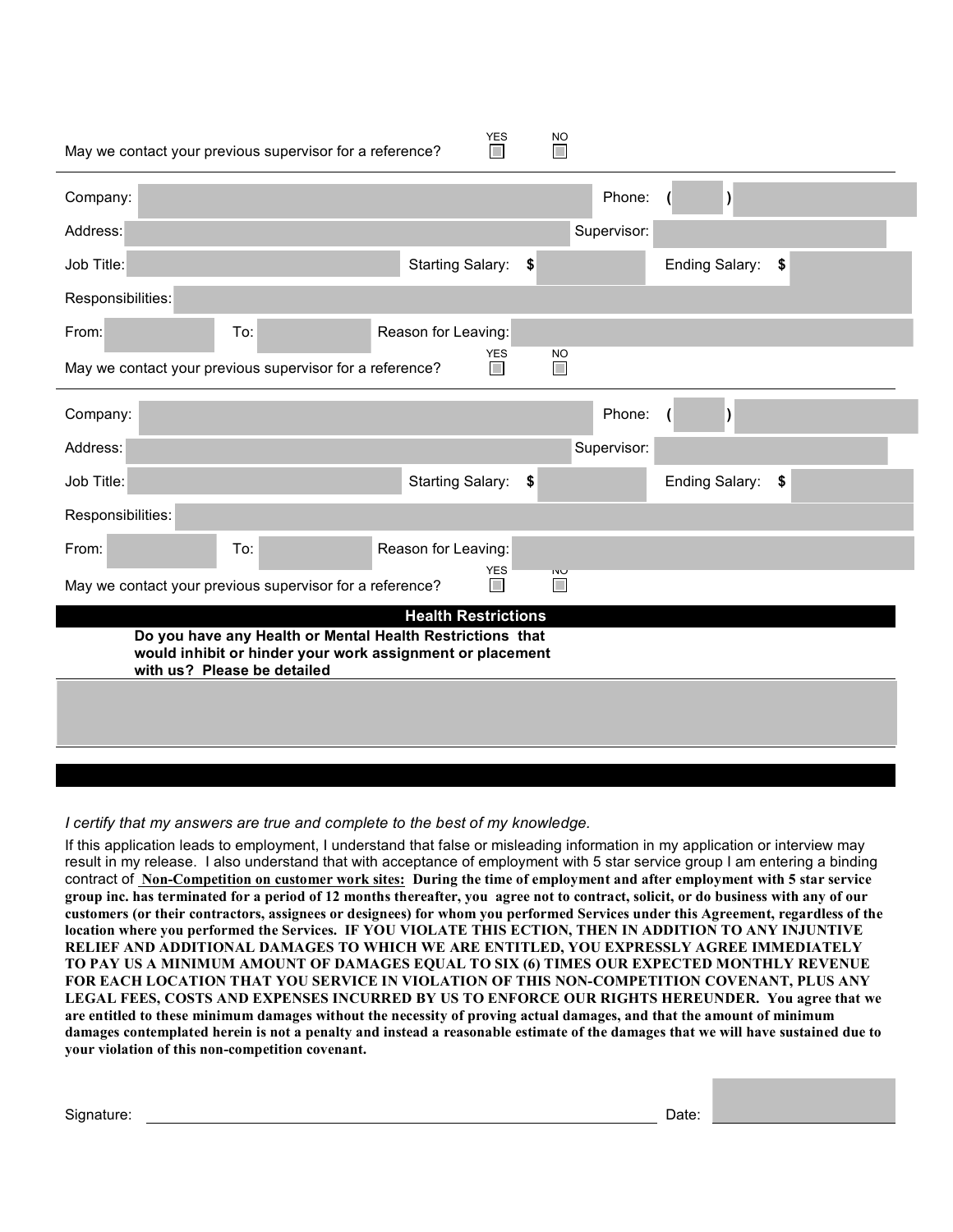May we contact your previous supervisor for a reference? YES ☐ NO ☐

---

Company: Phone: ( )

Address: Supervisor:

Job Title: Starting Salary: $ Ending Salary: $

Responsibilities:

From: To: Reason for Leaving:

May we contact your previous supervisor for a reference? YES ☐ NO ☐

---

Company: Phone: ( )

Address: Supervisor:

Job Title: Starting Salary: $ Ending Salary: $

Responsibilities:

From: To: Reason for Leaving:

May we contact your previous supervisor for a reference? YES ☐ NO ☐

## Health Restrictions

**Do you have any Health or Mental Health Restrictions that would inhibit or hinder your work assignment or placement with us? Please be detailed**

---

*I certify that my answers are true and complete to the best of my knowledge.*

If this application leads to employment, I understand that false or misleading information in my application or interview may result in my release. I also understand that with acceptance of employment with 5 star service group I am entering a binding contract of **Non-Competition on customer work sites:** **During the time of employment and after employment with 5 star service group inc. has terminated for a period of 12 months thereafter, you agree not to contract, solicit, or do business with any of our customers (or their contractors, assignees or designees) for whom you performed Services under this Agreement, regardless of the location where you performed the Services. IF YOU VIOLATE THIS ECTION, THEN IN ADDITION TO ANY INJUNTIVE RELIEF AND ADDITIONAL DAMAGES TO WHICH WE ARE ENTITLED, YOU EXPRESSLY AGREE IMMEDIATELY TO PAY US A MINIMUM AMOUNT OF DAMAGES EQUAL TO SIX (6) TIMES OUR EXPECTED MONTHLY REVENUE FOR EACH LOCATION THAT YOU SERVICE IN VIOLATION OF THIS NON-COMPETITION COVENANT, PLUS ANY LEGAL FEES, COSTS AND EXPENSES INCURRED BY US TO ENFORCE OUR RIGHTS HEREUNDER. You agree that we are entitled to these minimum damages without the necessity of proving actual damages, and that the amount of minimum damages contemplated herein is not a penalty and instead a reasonable estimate of the damages that we will have sustained due to your violation of this non-competition covenant.**

Signature: ______________________________ Date: ____________